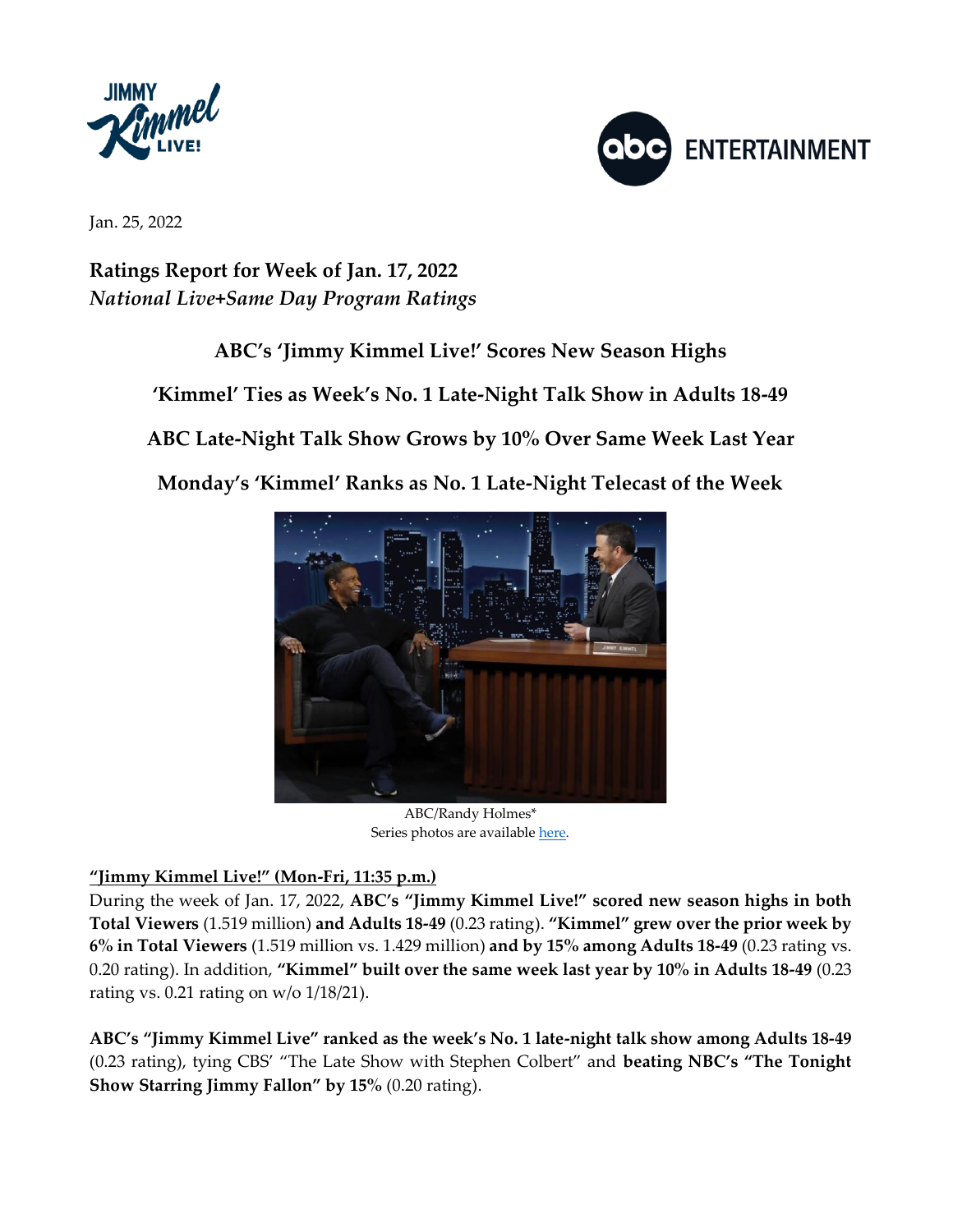Jan. 25, 2022

**Ratings Report for Week of Jan. 17, 2022**
*National Live+Same Day Program Ratings*

## ABC's 'Jimmy Kimmel Live!' Scores New Season Highs

## 'Kimmel' Ties as Week's No. 1 Late-Night Talk Show in Adults 18-49

## ABC Late-Night Talk Show Grows by 10% Over Same Week Last Year

## Monday's 'Kimmel' Ranks as No. 1 Late-Night Telecast of the Week

ABC/Randy Holmes*
Series photos are available here.

**"Jimmy Kimmel Live!" (Mon-Fri, 11:35 p.m.)**
During the week of Jan. 17, 2022, **ABC's "Jimmy Kimmel Live!" scored new season highs in both Total Viewers** (1.519 million) **and Adults 18-49** (0.23 rating). **"Kimmel" grew over the prior week by 6% in Total Viewers** (1.519 million vs. 1.429 million) **and by 15% among Adults 18-49** (0.23 rating vs. 0.20 rating). In addition, **"Kimmel" built over the same week last year by 10% in Adults 18-49** (0.23 rating vs. 0.21 rating on w/o 1/18/21).

**ABC's "Jimmy Kimmel Live" ranked as the week's No. 1 late-night talk show among Adults 18-49** (0.23 rating), tying CBS' "The Late Show with Stephen Colbert" and **beating NBC's "The Tonight Show Starring Jimmy Fallon" by 15%** (0.20 rating).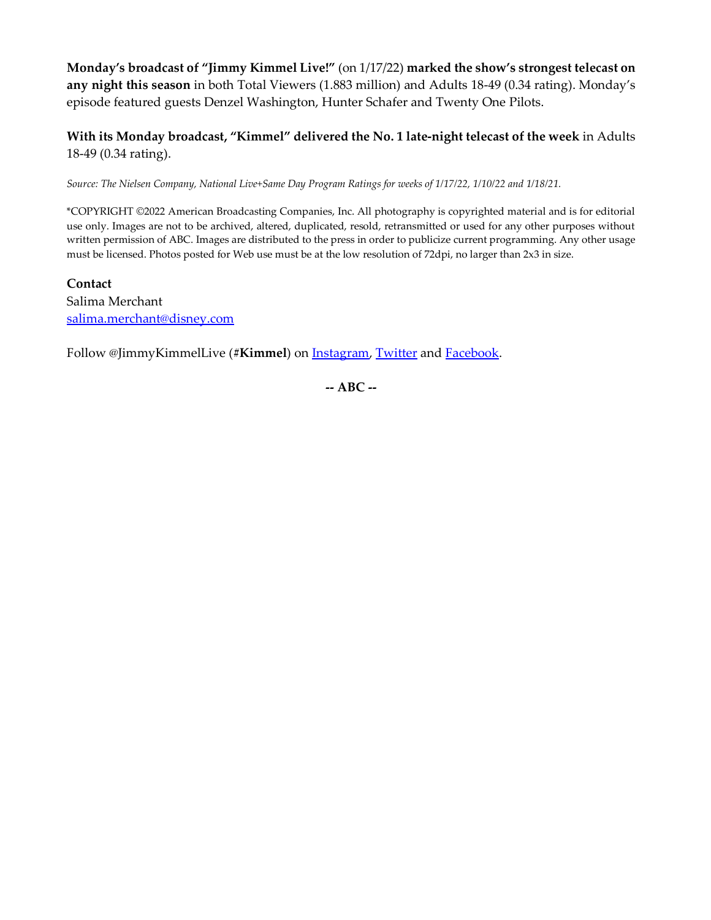**Monday's broadcast of "Jimmy Kimmel Live!"** (on 1/17/22) **marked the show's strongest telecast on any night this season** in both Total Viewers (1.883 million) and Adults 18-49 (0.34 rating). Monday's episode featured guests Denzel Washington, Hunter Schafer and Twenty One Pilots.

**With its Monday broadcast, "Kimmel" delivered the No. 1 late-night telecast of the week** in Adults 18-49 (0.34 rating).

*Source: The Nielsen Company, National Live+Same Day Program Ratings for weeks of 1/17/22, 1/10/22 and 1/18/21.*

*COPYRIGHT ©2022 American Broadcasting Companies, Inc. All photography is copyrighted material and is for editorial use only. Images are not to be archived, altered, duplicated, resold, retransmitted or used for any other purposes without written permission of ABC. Images are distributed to the press in order to publicize current programming. Any other usage must be licensed. Photos posted for Web use must be at the low resolution of 72dpi, no larger than 2x3 in size.

**Contact**
Salima Merchant
salima.merchant@disney.com

Follow @JimmyKimmelLive (#**Kimmel**) on Instagram, Twitter and Facebook.

**-- ABC --**